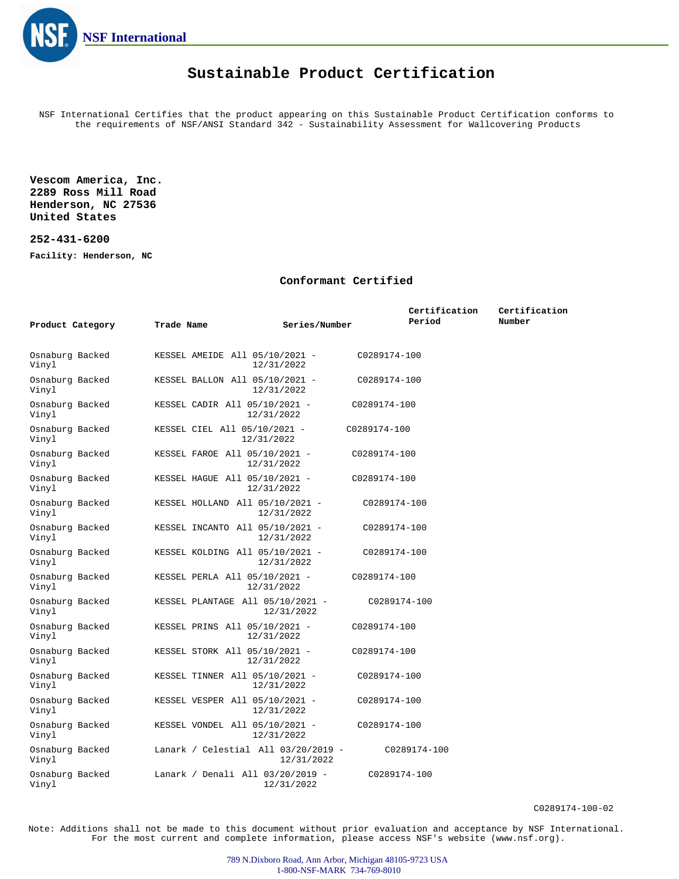NSF International

# Sustainable Product Certification

NSF International Certifies that the product appearing on this Sustainable Product Certification conforms to the requirements of NSF/ANSI Standard 342 - Sustainability Assessment for Wallcovering Products

**Vescom America, Inc.**
**2289 Ross Mill Road**
**Henderson, NC 27536**
**United States**

**252-431-6200**

**Facility: Henderson, NC**

### Conformant Certified

| Product Category | Trade Name | Series/Number | Certification Period | Certification Number |
|---|---|---|---|---|
| Osnaburg Backed Vinyl | KESSEL AMEIDE | All | 05/10/2021 - 12/31/2022 | C0289174-100 |
| Osnaburg Backed Vinyl | KESSEL BALLON | All | 05/10/2021 - 12/31/2022 | C0289174-100 |
| Osnaburg Backed Vinyl | KESSEL CADIR | All | 05/10/2021 - 12/31/2022 | C0289174-100 |
| Osnaburg Backed Vinyl | KESSEL CIEL | All | 05/10/2021 - 12/31/2022 | C0289174-100 |
| Osnaburg Backed Vinyl | KESSEL FAROE | All | 05/10/2021 - 12/31/2022 | C0289174-100 |
| Osnaburg Backed Vinyl | KESSEL HAGUE | All | 05/10/2021 - 12/31/2022 | C0289174-100 |
| Osnaburg Backed Vinyl | KESSEL HOLLAND | All | 05/10/2021 - 12/31/2022 | C0289174-100 |
| Osnaburg Backed Vinyl | KESSEL INCANTO | All | 05/10/2021 - 12/31/2022 | C0289174-100 |
| Osnaburg Backed Vinyl | KESSEL KOLDING | All | 05/10/2021 - 12/31/2022 | C0289174-100 |
| Osnaburg Backed Vinyl | KESSEL PERLA | All | 05/10/2021 - 12/31/2022 | C0289174-100 |
| Osnaburg Backed Vinyl | KESSEL PLANTAGE | All | 05/10/2021 - 12/31/2022 | C0289174-100 |
| Osnaburg Backed Vinyl | KESSEL PRINS | All | 05/10/2021 - 12/31/2022 | C0289174-100 |
| Osnaburg Backed Vinyl | KESSEL STORK | All | 05/10/2021 - 12/31/2022 | C0289174-100 |
| Osnaburg Backed Vinyl | KESSEL TINNER | All | 05/10/2021 - 12/31/2022 | C0289174-100 |
| Osnaburg Backed Vinyl | KESSEL VESPER | All | 05/10/2021 - 12/31/2022 | C0289174-100 |
| Osnaburg Backed Vinyl | KESSEL VONDEL | All | 05/10/2021 - 12/31/2022 | C0289174-100 |
| Osnaburg Backed Vinyl | Lanark / Celestial | All | 03/20/2019 - 12/31/2022 | C0289174-100 |
| Osnaburg Backed Vinyl | Lanark / Denali | All | 03/20/2019 - 12/31/2022 | C0289174-100 |

C0289174-100-02

Note: Additions shall not be made to this document without prior evaluation and acceptance by NSF International. For the most current and complete information, please access NSF's website (www.nsf.org).

789 N.Dixboro Road, Ann Arbor, Michigan 48105-9723 USA
1-800-NSF-MARK 734-769-8010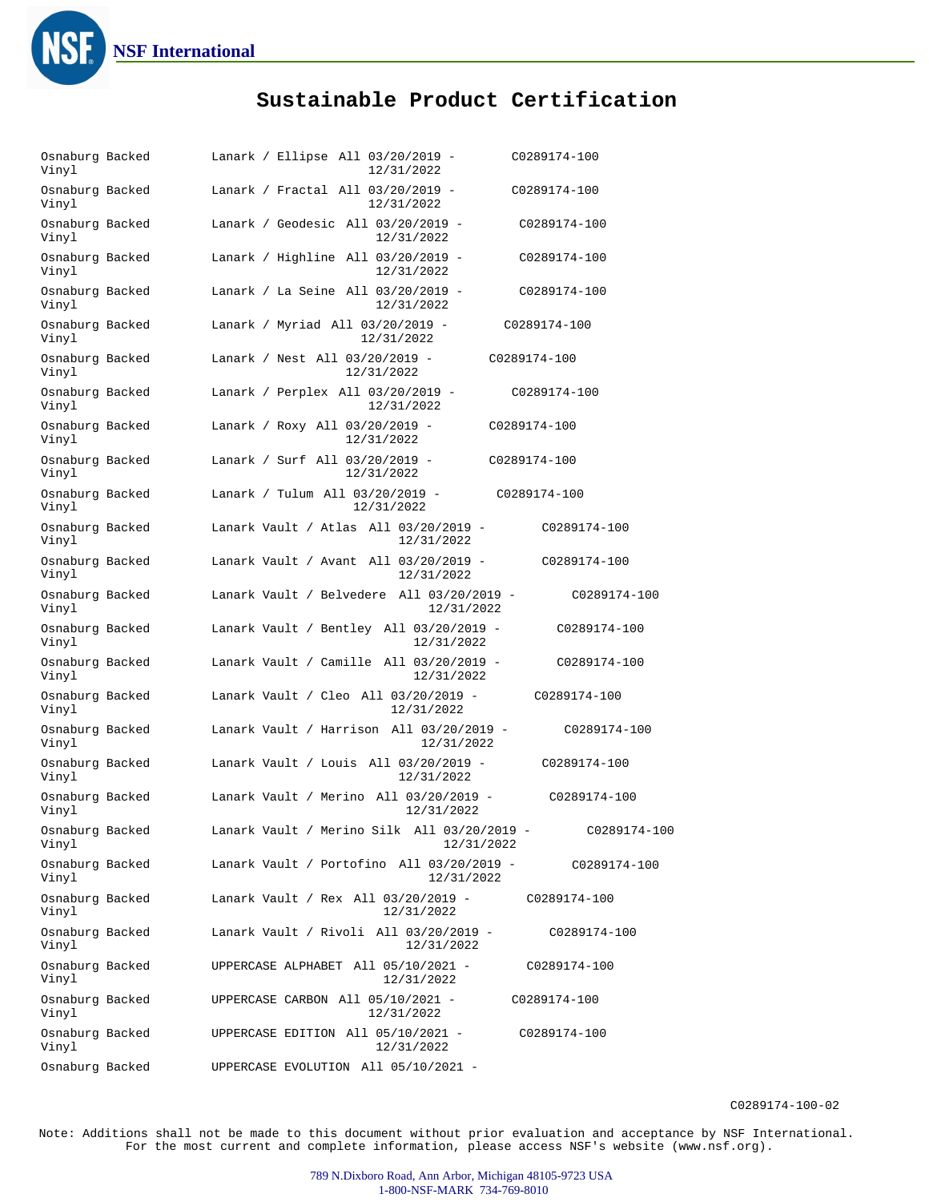NSF International

# Sustainable Product Certification

| | | | | |
|---|---|---|---|---|
| Osnaburg Backed Vinyl | Lanark / Ellipse | All | 03/20/2019 - 12/31/2022 | C0289174-100 |
| Osnaburg Backed Vinyl | Lanark / Fractal | All | 03/20/2019 - 12/31/2022 | C0289174-100 |
| Osnaburg Backed Vinyl | Lanark / Geodesic | All | 03/20/2019 - 12/31/2022 | C0289174-100 |
| Osnaburg Backed Vinyl | Lanark / Highline | All | 03/20/2019 - 12/31/2022 | C0289174-100 |
| Osnaburg Backed Vinyl | Lanark / La Seine | All | 03/20/2019 - 12/31/2022 | C0289174-100 |
| Osnaburg Backed Vinyl | Lanark / Myriad | All | 03/20/2019 - 12/31/2022 | C0289174-100 |
| Osnaburg Backed Vinyl | Lanark / Nest | All | 03/20/2019 - 12/31/2022 | C0289174-100 |
| Osnaburg Backed Vinyl | Lanark / Perplex | All | 03/20/2019 - 12/31/2022 | C0289174-100 |
| Osnaburg Backed Vinyl | Lanark / Roxy | All | 03/20/2019 - 12/31/2022 | C0289174-100 |
| Osnaburg Backed Vinyl | Lanark / Surf | All | 03/20/2019 - 12/31/2022 | C0289174-100 |
| Osnaburg Backed Vinyl | Lanark / Tulum | All | 03/20/2019 - 12/31/2022 | C0289174-100 |
| Osnaburg Backed Vinyl | Lanark Vault / Atlas | All | 03/20/2019 - 12/31/2022 | C0289174-100 |
| Osnaburg Backed Vinyl | Lanark Vault / Avant | All | 03/20/2019 - 12/31/2022 | C0289174-100 |
| Osnaburg Backed Vinyl | Lanark Vault / Belvedere | All | 03/20/2019 - 12/31/2022 | C0289174-100 |
| Osnaburg Backed Vinyl | Lanark Vault / Bentley | All | 03/20/2019 - 12/31/2022 | C0289174-100 |
| Osnaburg Backed Vinyl | Lanark Vault / Camille | All | 03/20/2019 - 12/31/2022 | C0289174-100 |
| Osnaburg Backed Vinyl | Lanark Vault / Cleo | All | 03/20/2019 - 12/31/2022 | C0289174-100 |
| Osnaburg Backed Vinyl | Lanark Vault / Harrison | All | 03/20/2019 - 12/31/2022 | C0289174-100 |
| Osnaburg Backed Vinyl | Lanark Vault / Louis | All | 03/20/2019 - 12/31/2022 | C0289174-100 |
| Osnaburg Backed Vinyl | Lanark Vault / Merino | All | 03/20/2019 - 12/31/2022 | C0289174-100 |
| Osnaburg Backed Vinyl | Lanark Vault / Merino Silk | All | 03/20/2019 - 12/31/2022 | C0289174-100 |
| Osnaburg Backed Vinyl | Lanark Vault / Portofino | All | 03/20/2019 - 12/31/2022 | C0289174-100 |
| Osnaburg Backed Vinyl | Lanark Vault / Rex | All | 03/20/2019 - 12/31/2022 | C0289174-100 |
| Osnaburg Backed Vinyl | Lanark Vault / Rivoli | All | 03/20/2019 - 12/31/2022 | C0289174-100 |
| Osnaburg Backed Vinyl | UPPERCASE ALPHABET | All | 05/10/2021 - 12/31/2022 | C0289174-100 |
| Osnaburg Backed Vinyl | UPPERCASE CARBON | All | 05/10/2021 - 12/31/2022 | C0289174-100 |
| Osnaburg Backed Vinyl | UPPERCASE EDITION | All | 05/10/2021 - 12/31/2022 | C0289174-100 |
| Osnaburg Backed | UPPERCASE EVOLUTION | All | 05/10/2021 - | |

C0289174-100-02

Note: Additions shall not be made to this document without prior evaluation and acceptance by NSF International. For the most current and complete information, please access NSF's website (www.nsf.org).

789 N.Dixboro Road, Ann Arbor, Michigan 48105-9723 USA
1-800-NSF-MARK 734-769-8010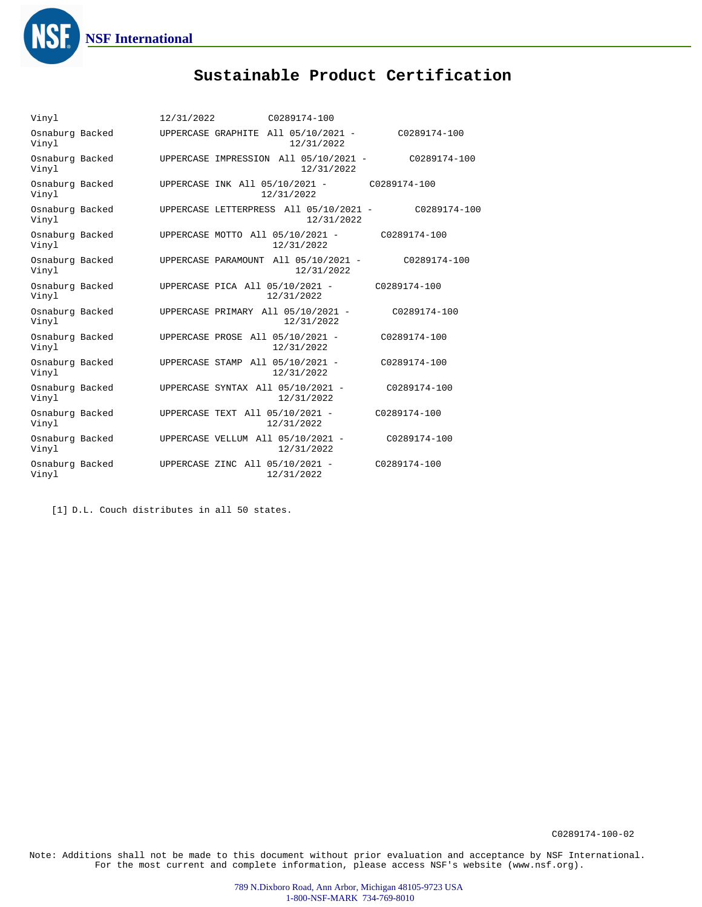# Sustainable Product Certification

| | | | | |
|---|---|---|---|---|
| Vinyl | | | 12/31/2022 | C0289174-100 |
| Osnaburg Backed Vinyl | UPPERCASE GRAPHITE | All | 05/10/2021 - 12/31/2022 | C0289174-100 |
| Osnaburg Backed Vinyl | UPPERCASE IMPRESSION | All | 05/10/2021 - 12/31/2022 | C0289174-100 |
| Osnaburg Backed Vinyl | UPPERCASE INK | All | 05/10/2021 - 12/31/2022 | C0289174-100 |
| Osnaburg Backed Vinyl | UPPERCASE LETTERPRESS | All | 05/10/2021 - 12/31/2022 | C0289174-100 |
| Osnaburg Backed Vinyl | UPPERCASE MOTTO | All | 05/10/2021 - 12/31/2022 | C0289174-100 |
| Osnaburg Backed Vinyl | UPPERCASE PARAMOUNT | All | 05/10/2021 - 12/31/2022 | C0289174-100 |
| Osnaburg Backed Vinyl | UPPERCASE PICA | All | 05/10/2021 - 12/31/2022 | C0289174-100 |
| Osnaburg Backed Vinyl | UPPERCASE PRIMARY | All | 05/10/2021 - 12/31/2022 | C0289174-100 |
| Osnaburg Backed Vinyl | UPPERCASE PROSE | All | 05/10/2021 - 12/31/2022 | C0289174-100 |
| Osnaburg Backed Vinyl | UPPERCASE STAMP | All | 05/10/2021 - 12/31/2022 | C0289174-100 |
| Osnaburg Backed Vinyl | UPPERCASE SYNTAX | All | 05/10/2021 - 12/31/2022 | C0289174-100 |
| Osnaburg Backed Vinyl | UPPERCASE TEXT | All | 05/10/2021 - 12/31/2022 | C0289174-100 |
| Osnaburg Backed Vinyl | UPPERCASE VELLUM | All | 05/10/2021 - 12/31/2022 | C0289174-100 |
| Osnaburg Backed Vinyl | UPPERCASE ZINC | All | 05/10/2021 - 12/31/2022 | C0289174-100 |

[1] D.L. Couch distributes in all 50 states.

C0289174-100-02

Note: Additions shall not be made to this document without prior evaluation and acceptance by NSF International. For the most current and complete information, please access NSF's website (www.nsf.org).

789 N.Dixboro Road, Ann Arbor, Michigan 48105-9723 USA
1-800-NSF-MARK 734-769-8010